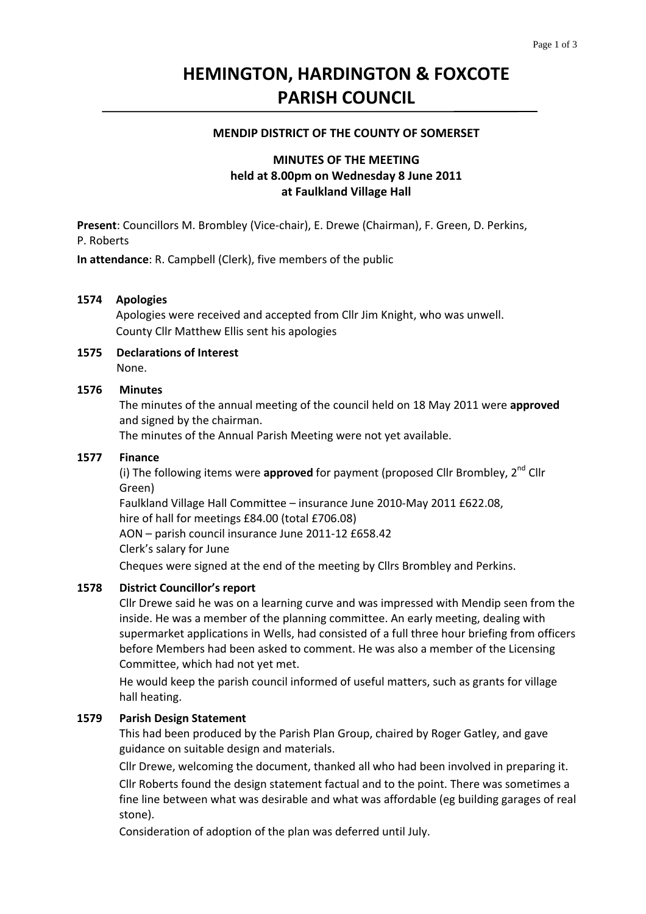# HEMINGTON, HARDINGTON & FOXCOTE PARISH COUNCIL

**MENDIP DISTRICT OF THE COUNTY OF SOMERSET**

**MINUTES OF THE MEETING**
**held at 8.00pm on Wednesday 8 June 2011**
**at Faulkland Village Hall**

**Present**: Councillors M. Brombley (Vice-chair), E. Drewe (Chairman), F. Green, D. Perkins, P. Roberts

**In attendance**: R. Campbell (Clerk), five members of the public

**1574 Apologies**

Apologies were received and accepted from Cllr Jim Knight, who was unwell.
County Cllr Matthew Ellis sent his apologies

**1575 Declarations of Interest**

None.

**1576 Minutes**

The minutes of the annual meeting of the council held on 18 May 2011 were **approved** and signed by the chairman.
The minutes of the Annual Parish Meeting were not yet available.

**1577 Finance**

(i) The following items were **approved** for payment (proposed Cllr Brombley, 2nd Cllr Green)
Faulkland Village Hall Committee – insurance June 2010-May 2011 £622.08,
hire of hall for meetings £84.00 (total £706.08)
AON – parish council insurance June 2011-12 £658.42
Clerk's salary for June
Cheques were signed at the end of the meeting by Cllrs Brombley and Perkins.

**1578 District Councillor's report**

Cllr Drewe said he was on a learning curve and was impressed with Mendip seen from the inside. He was a member of the planning committee. An early meeting, dealing with supermarket applications in Wells, had consisted of a full three hour briefing from officers before Members had been asked to comment. He was also a member of the Licensing Committee, which had not yet met.

He would keep the parish council informed of useful matters, such as grants for village hall heating.

**1579 Parish Design Statement**

This had been produced by the Parish Plan Group, chaired by Roger Gatley, and gave guidance on suitable design and materials.

Cllr Drewe, welcoming the document, thanked all who had been involved in preparing it.

Cllr Roberts found the design statement factual and to the point. There was sometimes a fine line between what was desirable and what was affordable (eg building garages of real stone).

Consideration of adoption of the plan was deferred until July.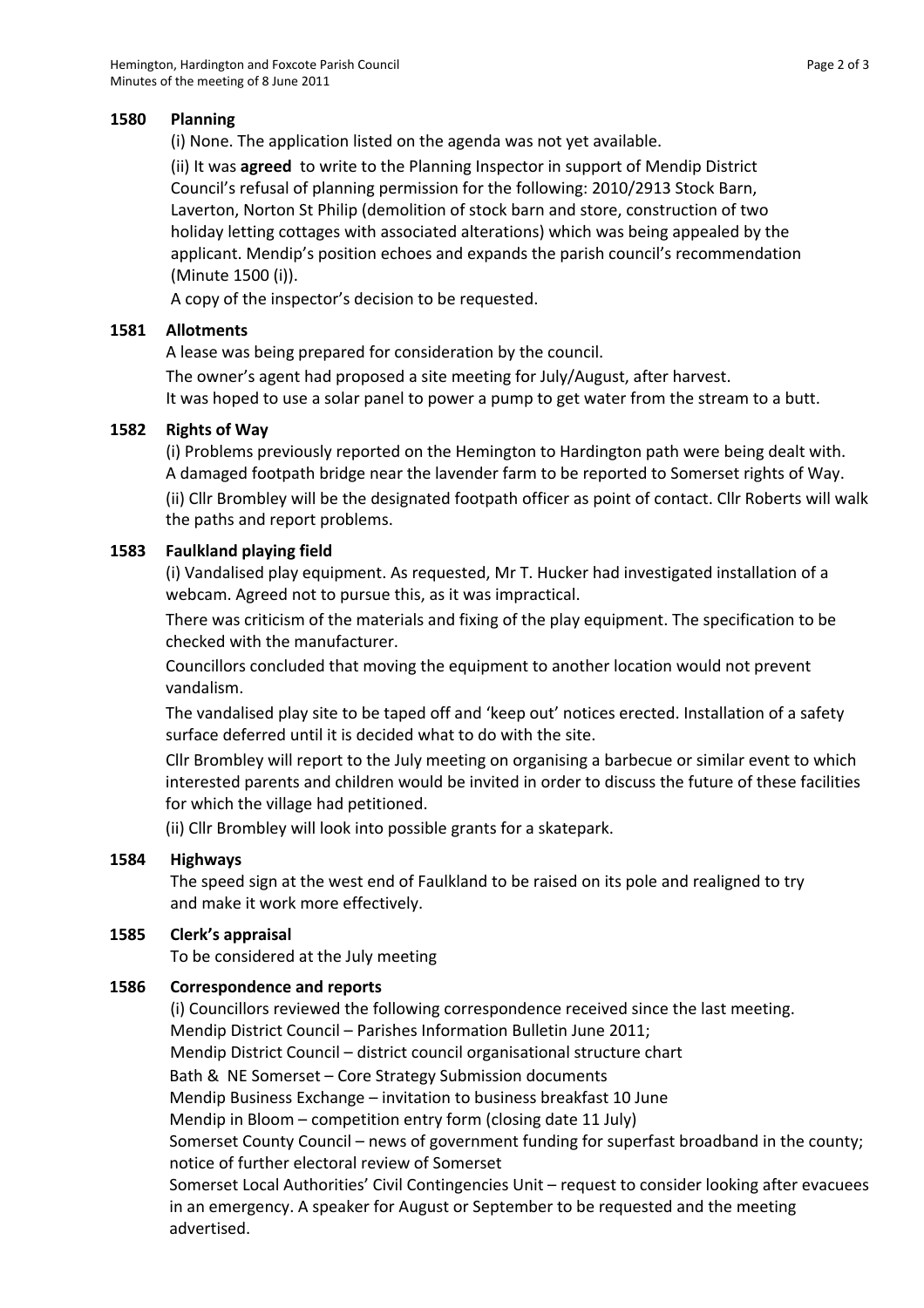## 1580 Planning

(i) None. The application listed on the agenda was not yet available.

(ii) It was **agreed** to write to the Planning Inspector in support of Mendip District Council's refusal of planning permission for the following: 2010/2913 Stock Barn, Laverton, Norton St Philip (demolition of stock barn and store, construction of two holiday letting cottages with associated alterations) which was being appealed by the applicant. Mendip's position echoes and expands the parish council's recommendation (Minute 1500 (i)).

A copy of the inspector's decision to be requested.

## 1581 Allotments

A lease was being prepared for consideration by the council.

The owner's agent had proposed a site meeting for July/August, after harvest.

It was hoped to use a solar panel to power a pump to get water from the stream to a butt.

## 1582 Rights of Way

(i) Problems previously reported on the Hemington to Hardington path were being dealt with. A damaged footpath bridge near the lavender farm to be reported to Somerset rights of Way.

(ii) Cllr Brombley will be the designated footpath officer as point of contact. Cllr Roberts will walk the paths and report problems.

## 1583 Faulkland playing field

(i) Vandalised play equipment. As requested, Mr T. Hucker had investigated installation of a webcam. Agreed not to pursue this, as it was impractical.

There was criticism of the materials and fixing of the play equipment. The specification to be checked with the manufacturer.

Councillors concluded that moving the equipment to another location would not prevent vandalism.

The vandalised play site to be taped off and 'keep out' notices erected. Installation of a safety surface deferred until it is decided what to do with the site.

Cllr Brombley will report to the July meeting on organising a barbecue or similar event to which interested parents and children would be invited in order to discuss the future of these facilities for which the village had petitioned.

(ii) Cllr Brombley will look into possible grants for a skatepark.

## 1584 Highways

The speed sign at the west end of Faulkland to be raised on its pole and realigned to try and make it work more effectively.

## 1585 Clerk's appraisal

To be considered at the July meeting

## 1586 Correspondence and reports

(i) Councillors reviewed the following correspondence received since the last meeting.

Mendip District Council – Parishes Information Bulletin June 2011;

Mendip District Council – district council organisational structure chart

Bath & NE Somerset – Core Strategy Submission documents

Mendip Business Exchange – invitation to business breakfast 10 June

Mendip in Bloom – competition entry form (closing date 11 July)

Somerset County Council – news of government funding for superfast broadband in the county; notice of further electoral review of Somerset

Somerset Local Authorities' Civil Contingencies Unit – request to consider looking after evacuees in an emergency. A speaker for August or September to be requested and the meeting advertised.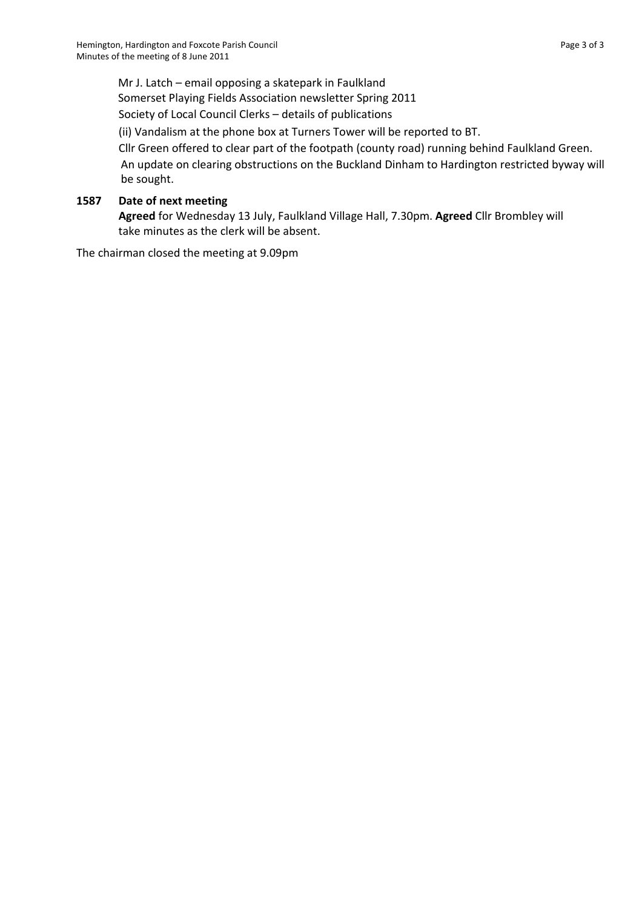Mr J. Latch – email opposing a skatepark in Faulkland

Somerset Playing Fields Association newsletter Spring 2011

Society of Local Council Clerks – details of publications

(ii) Vandalism at the phone box at Turners Tower will be reported to BT.

Cllr Green offered to clear part of the footpath (county road) running behind Faulkland Green.

An update on clearing obstructions on the Buckland Dinham to Hardington restricted byway will be sought.

**1587 Date of next meeting**

**Agreed** for Wednesday 13 July, Faulkland Village Hall, 7.30pm. **Agreed** Cllr Brombley will take minutes as the clerk will be absent.

The chairman closed the meeting at 9.09pm